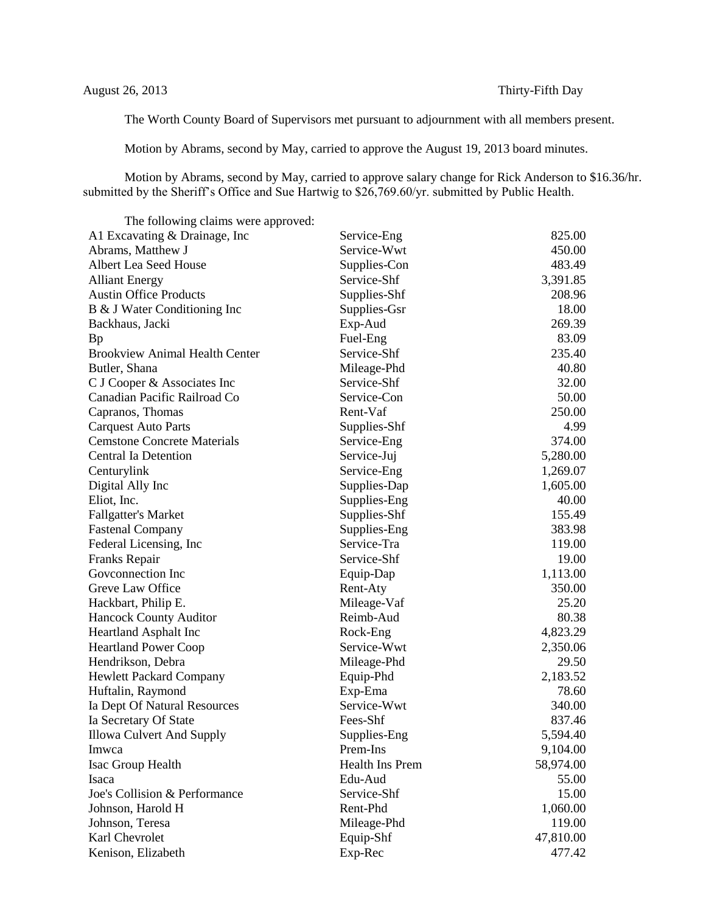August 26, 2013 Thirty-Fifth Day

The Worth County Board of Supervisors met pursuant to adjournment with all members present.

Motion by Abrams, second by May, carried to approve the August 19, 2013 board minutes.

Motion by Abrams, second by May, carried to approve salary change for Rick Anderson to $16.36/hr. submitted by the Sheriff's Office and Sue Hartwig to $26,769.60/yr. submitted by Public Health.

The following claims were approved:

| | | |
|---|---|---|
| A1 Excavating & Drainage, Inc | Service-Eng | 825.00 |
| Abrams, Matthew J | Service-Wwt | 450.00 |
| Albert Lea Seed House | Supplies-Con | 483.49 |
| Alliant Energy | Service-Shf | 3,391.85 |
| Austin Office Products | Supplies-Shf | 208.96 |
| B & J Water Conditioning Inc | Supplies-Gsr | 18.00 |
| Backhaus, Jacki | Exp-Aud | 269.39 |
| Bp | Fuel-Eng | 83.09 |
| Brookview Animal Health Center | Service-Shf | 235.40 |
| Butler, Shana | Mileage-Phd | 40.80 |
| C J Cooper & Associates Inc | Service-Shf | 32.00 |
| Canadian Pacific Railroad Co | Service-Con | 50.00 |
| Capranos, Thomas | Rent-Vaf | 250.00 |
| Carquest Auto Parts | Supplies-Shf | 4.99 |
| Cemstone Concrete Materials | Service-Eng | 374.00 |
| Central Ia Detention | Service-Juj | 5,280.00 |
| Centurylink | Service-Eng | 1,269.07 |
| Digital Ally Inc | Supplies-Dap | 1,605.00 |
| Eliot, Inc. | Supplies-Eng | 40.00 |
| Fallgatter's Market | Supplies-Shf | 155.49 |
| Fastenal Company | Supplies-Eng | 383.98 |
| Federal Licensing, Inc | Service-Tra | 119.00 |
| Franks Repair | Service-Shf | 19.00 |
| Govconnection Inc | Equip-Dap | 1,113.00 |
| Greve Law Office | Rent-Aty | 350.00 |
| Hackbart, Philip E. | Mileage-Vaf | 25.20 |
| Hancock County Auditor | Reimb-Aud | 80.38 |
| Heartland Asphalt Inc | Rock-Eng | 4,823.29 |
| Heartland Power Coop | Service-Wwt | 2,350.06 |
| Hendrikson, Debra | Mileage-Phd | 29.50 |
| Hewlett Packard Company | Equip-Phd | 2,183.52 |
| Huftalin, Raymond | Exp-Ema | 78.60 |
| Ia Dept Of Natural Resources | Service-Wwt | 340.00 |
| Ia Secretary Of State | Fees-Shf | 837.46 |
| Illowa Culvert And Supply | Supplies-Eng | 5,594.40 |
| Imwca | Prem-Ins | 9,104.00 |
| Isac Group Health | Health Ins Prem | 58,974.00 |
| Isaca | Edu-Aud | 55.00 |
| Joe's Collision & Performance | Service-Shf | 15.00 |
| Johnson, Harold H | Rent-Phd | 1,060.00 |
| Johnson, Teresa | Mileage-Phd | 119.00 |
| Karl Chevrolet | Equip-Shf | 47,810.00 |
| Kenison, Elizabeth | Exp-Rec | 477.42 |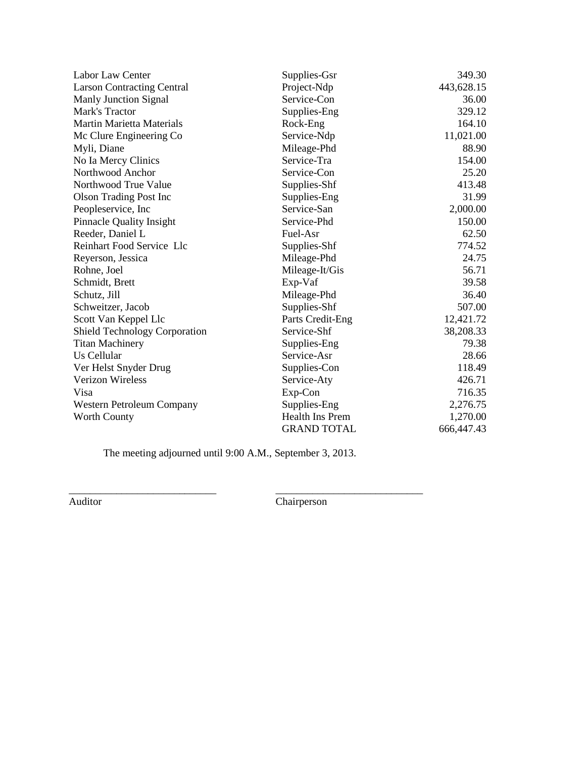| | | |
|---|---|---|
| Labor Law Center | Supplies-Gsr | 349.30 |
| Larson Contracting Central | Project-Ndp | 443,628.15 |
| Manly Junction Signal | Service-Con | 36.00 |
| Mark's Tractor | Supplies-Eng | 329.12 |
| Martin Marietta Materials | Rock-Eng | 164.10 |
| Mc Clure Engineering Co | Service-Ndp | 11,021.00 |
| Myli, Diane | Mileage-Phd | 88.90 |
| No Ia Mercy Clinics | Service-Tra | 154.00 |
| Northwood Anchor | Service-Con | 25.20 |
| Northwood True Value | Supplies-Shf | 413.48 |
| Olson Trading Post Inc | Supplies-Eng | 31.99 |
| Peopleservice, Inc | Service-San | 2,000.00 |
| Pinnacle Quality Insight | Service-Phd | 150.00 |
| Reeder, Daniel L | Fuel-Asr | 62.50 |
| Reinhart Food Service Llc | Supplies-Shf | 774.52 |
| Reyerson, Jessica | Mileage-Phd | 24.75 |
| Rohne, Joel | Mileage-It/Gis | 56.71 |
| Schmidt, Brett | Exp-Vaf | 39.58 |
| Schutz, Jill | Mileage-Phd | 36.40 |
| Schweitzer, Jacob | Supplies-Shf | 507.00 |
| Scott Van Keppel Llc | Parts Credit-Eng | 12,421.72 |
| Shield Technology Corporation | Service-Shf | 38,208.33 |
| Titan Machinery | Supplies-Eng | 79.38 |
| Us Cellular | Service-Asr | 28.66 |
| Ver Helst Snyder Drug | Supplies-Con | 118.49 |
| Verizon Wireless | Service-Aty | 426.71 |
| Visa | Exp-Con | 716.35 |
| Western Petroleum Company | Supplies-Eng | 2,276.75 |
| Worth County | Health Ins Prem | 1,270.00 |
| | GRAND TOTAL | 666,447.43 |

The meeting adjourned until 9:00 A.M., September 3, 2013.

___________________________ ___________________________
Auditor Chairperson